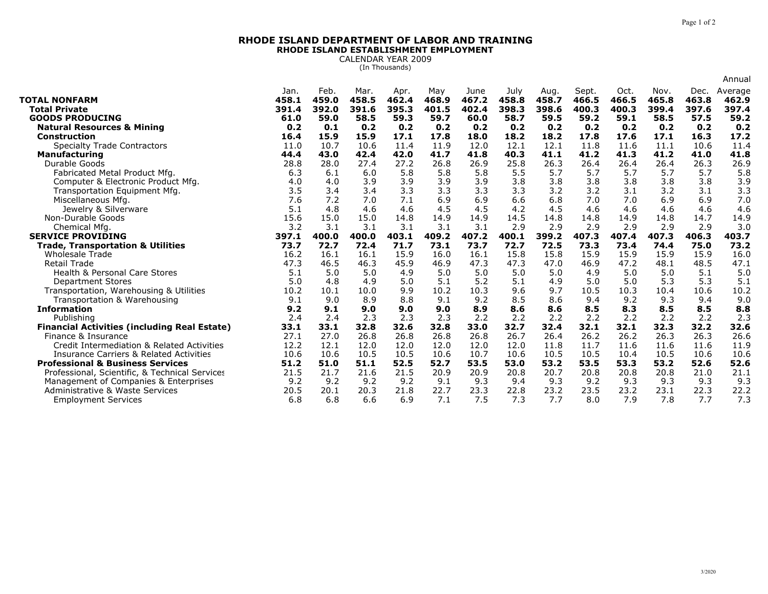# RHODE ISLAND DEPARTMENT OF LABOR AND TRAINING
## RHODE ISLAND ESTABLISHMENT EMPLOYMENT
CALENDAR YEAR 2009
(In Thousands)

| | Jan. | Feb. | Mar. | Apr. | May | June | July | Aug. | Sept. | Oct. | Nov. | Dec. | Annual Average |
|---|---|---|---|---|---|---|---|---|---|---|---|---|---|
| **TOTAL NONFARM** | **458.1** | **459.0** | **458.5** | **462.4** | **468.9** | **467.2** | **458.8** | **458.7** | **466.5** | **466.5** | **465.8** | **463.8** | **462.9** |
| **Total Private** | **391.4** | **392.0** | **391.6** | **395.3** | **401.5** | **402.4** | **398.3** | **398.6** | **400.3** | **400.3** | **399.4** | **397.6** | **397.4** |
| **GOODS PRODUCING** | **61.0** | **59.0** | **58.5** | **59.3** | **59.7** | **60.0** | **58.7** | **59.5** | **59.2** | **59.1** | **58.5** | **57.5** | **59.2** |
| **Natural Resources & Mining** | **0.2** | **0.1** | **0.2** | **0.2** | **0.2** | **0.2** | **0.2** | **0.2** | **0.2** | **0.2** | **0.2** | **0.2** | **0.2** |
| **Construction** | **16.4** | **15.9** | **15.9** | **17.1** | **17.8** | **18.0** | **18.2** | **18.2** | **17.8** | **17.6** | **17.1** | **16.3** | **17.2** |
| Specialty Trade Contractors | 11.0 | 10.7 | 10.6 | 11.4 | 11.9 | 12.0 | 12.1 | 12.1 | 11.8 | 11.6 | 11.1 | 10.6 | 11.4 |
| **Manufacturing** | **44.4** | **43.0** | **42.4** | **42.0** | **41.7** | **41.8** | **40.3** | **41.1** | **41.2** | **41.3** | **41.2** | **41.0** | **41.8** |
| Durable Goods | 28.8 | 28.0 | 27.4 | 27.2 | 26.8 | 26.9 | 25.8 | 26.3 | 26.4 | 26.4 | 26.4 | 26.3 | 26.9 |
| Fabricated Metal Product Mfg. | 6.3 | 6.1 | 6.0 | 5.8 | 5.8 | 5.8 | 5.5 | 5.7 | 5.7 | 5.7 | 5.7 | 5.7 | 5.8 |
| Computer & Electronic Product Mfg. | 4.0 | 4.0 | 3.9 | 3.9 | 3.9 | 3.9 | 3.8 | 3.8 | 3.8 | 3.8 | 3.8 | 3.8 | 3.9 |
| Transportation Equipment Mfg. | 3.5 | 3.4 | 3.4 | 3.3 | 3.3 | 3.3 | 3.3 | 3.2 | 3.2 | 3.1 | 3.2 | 3.1 | 3.3 |
| Miscellaneous Mfg. | 7.6 | 7.2 | 7.0 | 7.1 | 6.9 | 6.9 | 6.6 | 6.8 | 7.0 | 7.0 | 6.9 | 6.9 | 7.0 |
| Jewelry & Silverware | 5.1 | 4.8 | 4.6 | 4.6 | 4.5 | 4.5 | 4.2 | 4.5 | 4.6 | 4.6 | 4.6 | 4.6 | 4.6 |
| Non-Durable Goods | 15.6 | 15.0 | 15.0 | 14.8 | 14.9 | 14.9 | 14.5 | 14.8 | 14.8 | 14.9 | 14.8 | 14.7 | 14.9 |
| Chemical Mfg. | 3.2 | 3.1 | 3.1 | 3.1 | 3.1 | 3.1 | 2.9 | 2.9 | 2.9 | 2.9 | 2.9 | 2.9 | 3.0 |
| **SERVICE PROVIDING** | **397.1** | **400.0** | **400.0** | **403.1** | **409.2** | **407.2** | **400.1** | **399.2** | **407.3** | **407.4** | **407.3** | **406.3** | **403.7** |
| **Trade, Transportation & Utilities** | **73.7** | **72.7** | **72.4** | **71.7** | **73.1** | **73.7** | **72.7** | **72.5** | **73.3** | **73.4** | **74.4** | **75.0** | **73.2** |
| Wholesale Trade | 16.2 | 16.1 | 16.1 | 15.9 | 16.0 | 16.1 | 15.8 | 15.8 | 15.9 | 15.9 | 15.9 | 15.9 | 16.0 |
| Retail Trade | 47.3 | 46.5 | 46.3 | 45.9 | 46.9 | 47.3 | 47.3 | 47.0 | 46.9 | 47.2 | 48.1 | 48.5 | 47.1 |
| Health & Personal Care Stores | 5.1 | 5.0 | 5.0 | 4.9 | 5.0 | 5.0 | 5.0 | 5.0 | 4.9 | 5.0 | 5.0 | 5.1 | 5.0 |
| Department Stores | 5.0 | 4.8 | 4.9 | 5.0 | 5.1 | 5.2 | 5.1 | 4.9 | 5.0 | 5.0 | 5.3 | 5.3 | 5.1 |
| Transportation, Warehousing & Utilities | 10.2 | 10.1 | 10.0 | 9.9 | 10.2 | 10.3 | 9.6 | 9.7 | 10.5 | 10.3 | 10.4 | 10.6 | 10.2 |
| Transportation & Warehousing | 9.1 | 9.0 | 8.9 | 8.8 | 9.1 | 9.2 | 8.5 | 8.6 | 9.4 | 9.2 | 9.3 | 9.4 | 9.0 |
| **Information** | **9.2** | **9.1** | **9.0** | **9.0** | **9.0** | **8.9** | **8.6** | **8.6** | **8.5** | **8.3** | **8.5** | **8.5** | **8.8** |
| Publishing | 2.4 | 2.4 | 2.3 | 2.3 | 2.3 | 2.2 | 2.2 | 2.2 | 2.2 | 2.2 | 2.2 | 2.2 | 2.3 |
| **Financial Activities (including Real Estate)** | **33.1** | **33.1** | **32.8** | **32.6** | **32.8** | **33.0** | **32.7** | **32.4** | **32.1** | **32.1** | **32.3** | **32.2** | **32.6** |
| Finance & Insurance | 27.1 | 27.0 | 26.8 | 26.8 | 26.8 | 26.8 | 26.7 | 26.4 | 26.2 | 26.2 | 26.3 | 26.3 | 26.6 |
| Credit Intermediation & Related Activities | 12.2 | 12.1 | 12.0 | 12.0 | 12.0 | 12.0 | 12.0 | 11.8 | 11.7 | 11.6 | 11.6 | 11.6 | 11.9 |
| Insurance Carriers & Related Activities | 10.6 | 10.6 | 10.5 | 10.5 | 10.6 | 10.7 | 10.6 | 10.5 | 10.5 | 10.4 | 10.5 | 10.6 | 10.6 |
| **Professional & Business Services** | **51.2** | **51.0** | **51.1** | **52.5** | **52.7** | **53.5** | **53.0** | **53.2** | **53.5** | **53.3** | **53.2** | **52.6** | **52.6** |
| Professional, Scientific, & Technical Services | 21.5 | 21.7 | 21.6 | 21.5 | 20.9 | 20.9 | 20.8 | 20.7 | 20.8 | 20.8 | 20.8 | 21.0 | 21.1 |
| Management of Companies & Enterprises | 9.2 | 9.2 | 9.2 | 9.2 | 9.1 | 9.3 | 9.4 | 9.3 | 9.2 | 9.3 | 9.3 | 9.3 | 9.3 |
| Administrative & Waste Services | 20.5 | 20.1 | 20.3 | 21.8 | 22.7 | 23.3 | 22.8 | 23.2 | 23.5 | 23.2 | 23.1 | 22.3 | 22.2 |
| Employment Services | 6.8 | 6.8 | 6.6 | 6.9 | 7.1 | 7.5 | 7.3 | 7.7 | 8.0 | 7.9 | 7.8 | 7.7 | 7.3 |

3/2020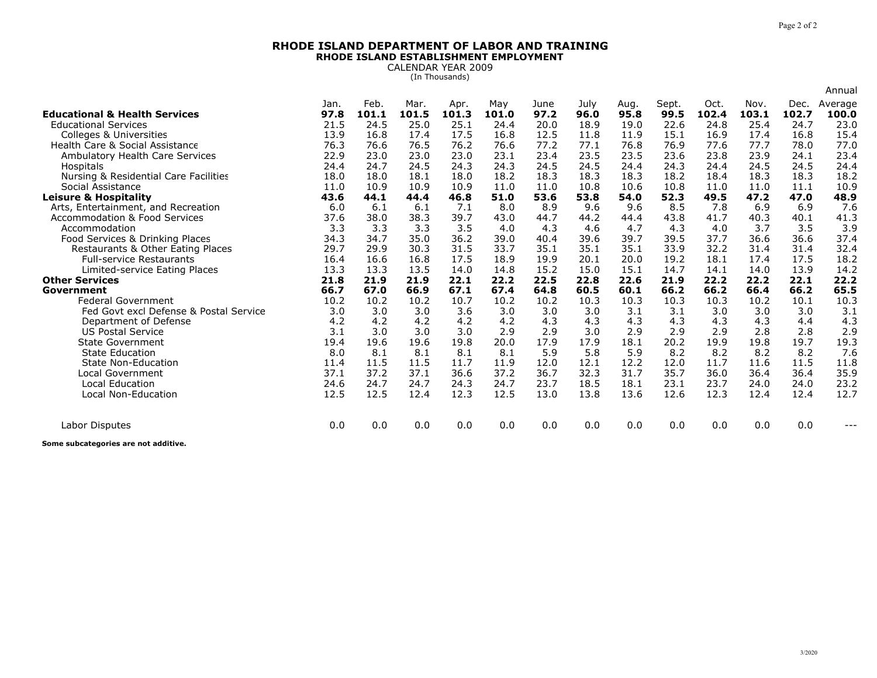# RHODE ISLAND DEPARTMENT OF LABOR AND TRAINING

## RHODE ISLAND ESTABLISHMENT EMPLOYMENT

CALENDAR YEAR 2009

(In Thousands)

| | Jan. | Feb. | Mar. | Apr. | May | June | July | Aug. | Sept. | Oct. | Nov. | Dec. | Annual Average |
|---|---|---|---|---|---|---|---|---|---|---|---|---|---|
| **Educational & Health Services** | **97.8** | **101.1** | **101.5** | **101.3** | **101.0** | **97.2** | **96.0** | **95.8** | **99.5** | **102.4** | **103.1** | **102.7** | **100.0** |
| Educational Services | 21.5 | 24.5 | 25.0 | 25.1 | 24.4 | 20.0 | 18.9 | 19.0 | 22.6 | 24.8 | 25.4 | 24.7 | 23.0 |
| Colleges & Universities | 13.9 | 16.8 | 17.4 | 17.5 | 16.8 | 12.5 | 11.8 | 11.9 | 15.1 | 16.9 | 17.4 | 16.8 | 15.4 |
| Health Care & Social Assistance | 76.3 | 76.6 | 76.5 | 76.2 | 76.6 | 77.2 | 77.1 | 76.8 | 76.9 | 77.6 | 77.7 | 78.0 | 77.0 |
| Ambulatory Health Care Services | 22.9 | 23.0 | 23.0 | 23.0 | 23.1 | 23.4 | 23.5 | 23.5 | 23.6 | 23.8 | 23.9 | 24.1 | 23.4 |
| Hospitals | 24.4 | 24.7 | 24.5 | 24.3 | 24.3 | 24.5 | 24.5 | 24.4 | 24.3 | 24.4 | 24.5 | 24.5 | 24.4 |
| Nursing & Residential Care Facilities | 18.0 | 18.0 | 18.1 | 18.0 | 18.2 | 18.3 | 18.3 | 18.3 | 18.2 | 18.4 | 18.3 | 18.3 | 18.2 |
| Social Assistance | 11.0 | 10.9 | 10.9 | 10.9 | 11.0 | 11.0 | 10.8 | 10.6 | 10.8 | 11.0 | 11.0 | 11.1 | 10.9 |
| **Leisure & Hospitality** | **43.6** | **44.1** | **44.4** | **46.8** | **51.0** | **53.6** | **53.8** | **54.0** | **52.3** | **49.5** | **47.2** | **47.0** | **48.9** |
| Arts, Entertainment, and Recreation | 6.0 | 6.1 | 6.1 | 7.1 | 8.0 | 8.9 | 9.6 | 9.6 | 8.5 | 7.8 | 6.9 | 6.9 | 7.6 |
| Accommodation & Food Services | 37.6 | 38.0 | 38.3 | 39.7 | 43.0 | 44.7 | 44.2 | 44.4 | 43.8 | 41.7 | 40.3 | 40.1 | 41.3 |
| Accommodation | 3.3 | 3.3 | 3.3 | 3.5 | 4.0 | 4.3 | 4.6 | 4.7 | 4.3 | 4.0 | 3.7 | 3.5 | 3.9 |
| Food Services & Drinking Places | 34.3 | 34.7 | 35.0 | 36.2 | 39.0 | 40.4 | 39.6 | 39.7 | 39.5 | 37.7 | 36.6 | 36.6 | 37.4 |
| Restaurants & Other Eating Places | 29.7 | 29.9 | 30.3 | 31.5 | 33.7 | 35.1 | 35.1 | 35.1 | 33.9 | 32.2 | 31.4 | 31.4 | 32.4 |
| Full-service Restaurants | 16.4 | 16.6 | 16.8 | 17.5 | 18.9 | 19.9 | 20.1 | 20.0 | 19.2 | 18.1 | 17.4 | 17.5 | 18.2 |
| Limited-service Eating Places | 13.3 | 13.3 | 13.5 | 14.0 | 14.8 | 15.2 | 15.0 | 15.1 | 14.7 | 14.1 | 14.0 | 13.9 | 14.2 |
| **Other Services** | **21.8** | **21.9** | **21.9** | **22.1** | **22.2** | **22.5** | **22.8** | **22.6** | **21.9** | **22.2** | **22.2** | **22.1** | **22.2** |
| **Government** | **66.7** | **67.0** | **66.9** | **67.1** | **67.4** | **64.8** | **60.5** | **60.1** | **66.2** | **66.2** | **66.4** | **66.2** | **65.5** |
| Federal Government | 10.2 | 10.2 | 10.2 | 10.7 | 10.2 | 10.2 | 10.3 | 10.3 | 10.3 | 10.3 | 10.2 | 10.1 | 10.3 |
| Fed Govt excl Defense & Postal Service | 3.0 | 3.0 | 3.0 | 3.6 | 3.0 | 3.0 | 3.0 | 3.1 | 3.1 | 3.0 | 3.0 | 3.0 | 3.1 |
| Department of Defense | 4.2 | 4.2 | 4.2 | 4.2 | 4.2 | 4.3 | 4.3 | 4.3 | 4.3 | 4.3 | 4.3 | 4.4 | 4.3 |
| US Postal Service | 3.1 | 3.0 | 3.0 | 3.0 | 2.9 | 2.9 | 3.0 | 2.9 | 2.9 | 2.9 | 2.8 | 2.8 | 2.9 |
| State Government | 19.4 | 19.6 | 19.6 | 19.8 | 20.0 | 17.9 | 17.9 | 18.1 | 20.2 | 19.9 | 19.8 | 19.7 | 19.3 |
| State Education | 8.0 | 8.1 | 8.1 | 8.1 | 8.1 | 5.9 | 5.8 | 5.9 | 8.2 | 8.2 | 8.2 | 8.2 | 7.6 |
| State Non-Education | 11.4 | 11.5 | 11.5 | 11.7 | 11.9 | 12.0 | 12.1 | 12.2 | 12.0 | 11.7 | 11.6 | 11.5 | 11.8 |
| Local Government | 37.1 | 37.2 | 37.1 | 36.6 | 37.2 | 36.7 | 32.3 | 31.7 | 35.7 | 36.0 | 36.4 | 36.4 | 35.9 |
| Local Education | 24.6 | 24.7 | 24.7 | 24.3 | 24.7 | 23.7 | 18.5 | 18.1 | 23.1 | 23.7 | 24.0 | 24.0 | 23.2 |
| Local Non-Education | 12.5 | 12.5 | 12.4 | 12.3 | 12.5 | 13.0 | 13.8 | 13.6 | 12.6 | 12.3 | 12.4 | 12.4 | 12.7 |
| Labor Disputes | 0.0 | 0.0 | 0.0 | 0.0 | 0.0 | 0.0 | 0.0 | 0.0 | 0.0 | 0.0 | 0.0 | 0.0 | --- |

**Some subcategories are not additive.**

3/2020